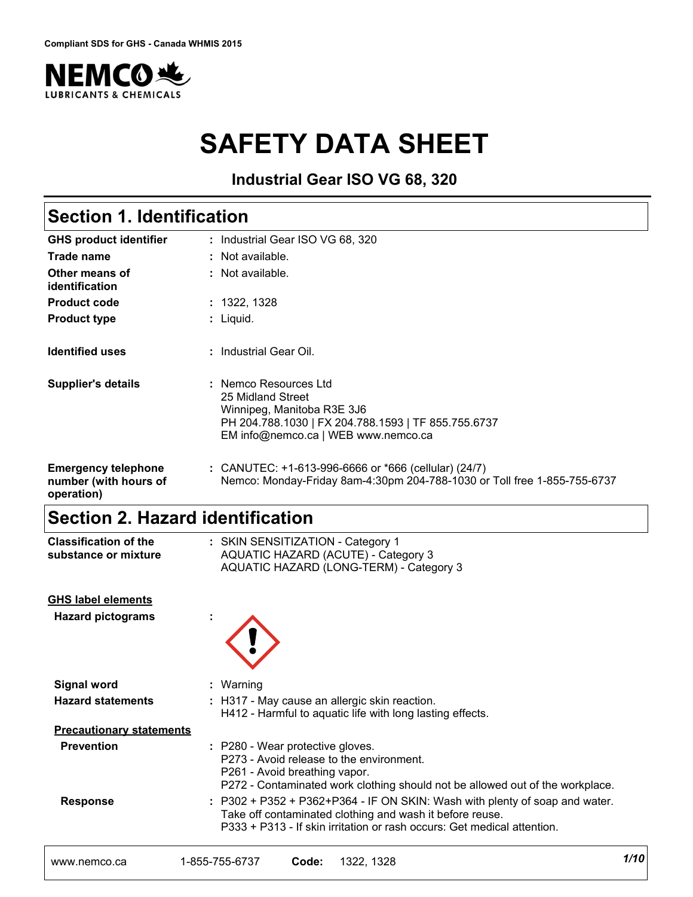Compliant SDS for GHS - Canada WHMIS 2015

# SAFETY DATA SHEET

**Industrial Gear ISO VG 68, 320**

## Section 1. Identification

| | |
|---|---|
| **GHS product identifier** | : Industrial Gear ISO VG 68, 320 |
| **Trade name** | : Not available. |
| **Other means of identification** | : Not available. |
| **Product code** | : 1322, 1328 |
| **Product type** | : Liquid. |
| **Identified uses** | : Industrial Gear Oil. |
| **Supplier's details** | : Nemco Resources Ltd<br>25 Midland Street<br>Winnipeg, Manitoba R3E 3J6<br>PH 204.788.1030 \| FX 204.788.1593 \| TF 855.755.6737<br>EM info@nemco.ca \| WEB www.nemco.ca |
| **Emergency telephone number (with hours of operation)** | : CANUTEC: +1-613-996-6666 or *666 (cellular) (24/7)<br>Nemco: Monday-Friday 8am-4:30pm 204-788-1030 or Toll free 1-855-755-6737 |

## Section 2. Hazard identification

| | |
|---|---|
| **Classification of the substance or mixture** | : SKIN SENSITIZATION - Category 1<br>AQUATIC HAZARD (ACUTE) - Category 3<br>AQUATIC HAZARD (LONG-TERM) - Category 3 |

**GHS label elements**

| | |
|---|---|
| **Hazard pictograms** | : |
| **Signal word** | : Warning |
| **Hazard statements** | : H317 - May cause an allergic skin reaction.<br>H412 - Harmful to aquatic life with long lasting effects. |

**Precautionary statements**

| | |
|---|---|
| **Prevention** | : P280 - Wear protective gloves.<br>P273 - Avoid release to the environment.<br>P261 - Avoid breathing vapor.<br>P272 - Contaminated work clothing should not be allowed out of the workplace. |
| **Response** | : P302 + P352 + P362+P364 - IF ON SKIN: Wash with plenty of soap and water. Take off contaminated clothing and wash it before reuse.<br>P333 + P313 - If skin irritation or rash occurs: Get medical attention. |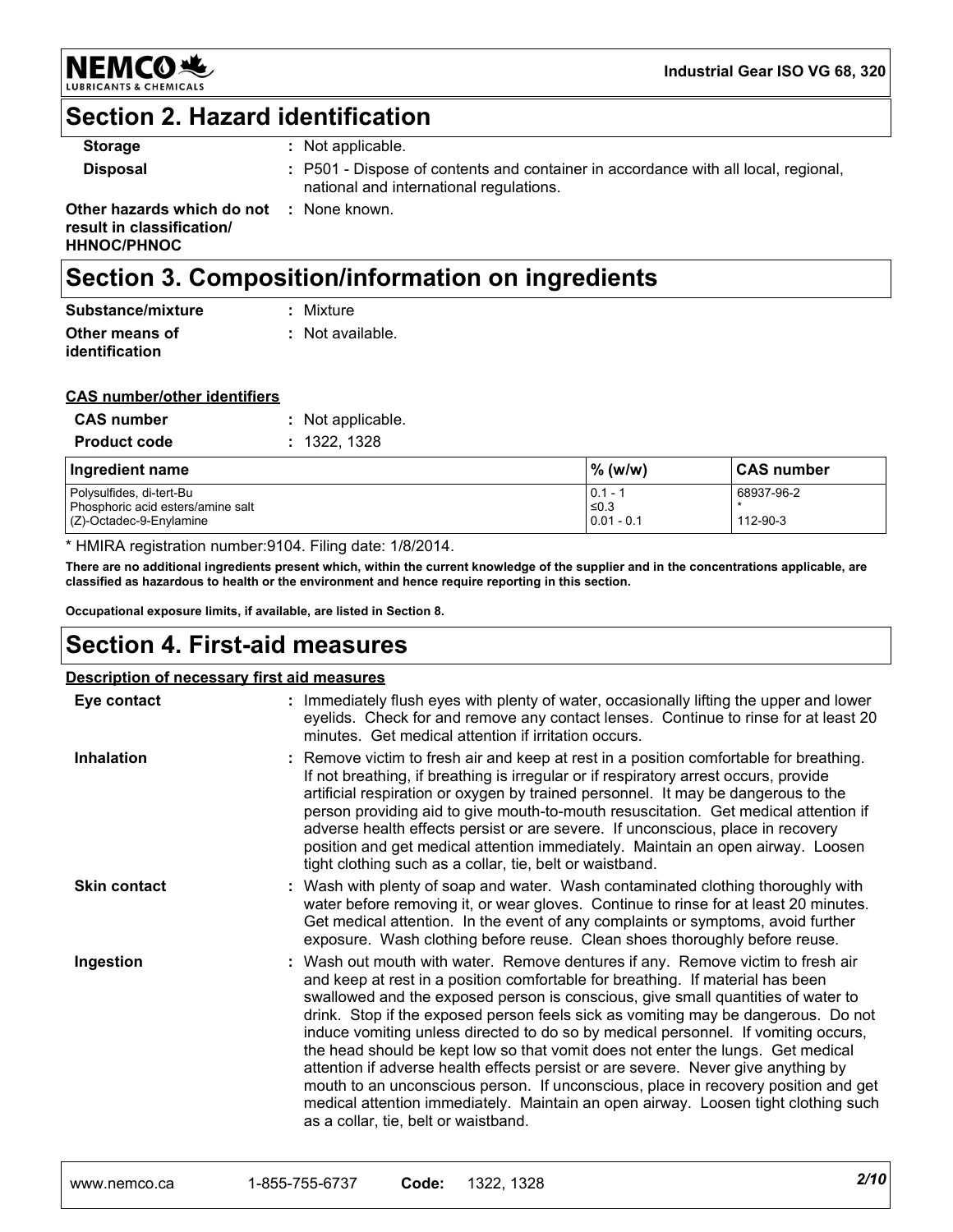## Section 2. Hazard identification

| | |
|---|---|
| **Storage** | : Not applicable. |
| **Disposal** | : P501 - Dispose of contents and container in accordance with all local, regional, national and international regulations. |
| **Other hazards which do not result in classification/ HHNOC/PHNOC** | : None known. |

## Section 3. Composition/information on ingredients

| | |
|---|---|
| **Substance/mixture** | : Mixture |
| **Other means of identification** | : Not available. |

**CAS number/other identifiers**

| | |
|---|---|
| **CAS number** | : Not applicable. |
| **Product code** | : 1322, 1328 |

| Ingredient name | % (w/w) | CAS number |
|---|---|---|
| Polysulfides, di-tert-Bu | 0.1 - 1 | 68937-96-2 |
| Phosphoric acid esters/amine salt | ≤0.3 | * |
| (Z)-Octadec-9-Enylamine | 0.01 - 0.1 | 112-90-3 |

* HMIRA registration number:9104. Filing date: 1/8/2014.

**There are no additional ingredients present which, within the current knowledge of the supplier and in the concentrations applicable, are classified as hazardous to health or the environment and hence require reporting in this section.**

**Occupational exposure limits, if available, are listed in Section 8.**

## Section 4. First-aid measures

**Description of necessary first aid measures**

| | |
|---|---|
| **Eye contact** | : Immediately flush eyes with plenty of water, occasionally lifting the upper and lower eyelids. Check for and remove any contact lenses. Continue to rinse for at least 20 minutes. Get medical attention if irritation occurs. |
| **Inhalation** | : Remove victim to fresh air and keep at rest in a position comfortable for breathing. If not breathing, if breathing is irregular or if respiratory arrest occurs, provide artificial respiration or oxygen by trained personnel. It may be dangerous to the person providing aid to give mouth-to-mouth resuscitation. Get medical attention if adverse health effects persist or are severe. If unconscious, place in recovery position and get medical attention immediately. Maintain an open airway. Loosen tight clothing such as a collar, tie, belt or waistband. |
| **Skin contact** | : Wash with plenty of soap and water. Wash contaminated clothing thoroughly with water before removing it, or wear gloves. Continue to rinse for at least 20 minutes. Get medical attention. In the event of any complaints or symptoms, avoid further exposure. Wash clothing before reuse. Clean shoes thoroughly before reuse. |
| **Ingestion** | : Wash out mouth with water. Remove dentures if any. Remove victim to fresh air and keep at rest in a position comfortable for breathing. If material has been swallowed and the exposed person is conscious, give small quantities of water to drink. Stop if the exposed person feels sick as vomiting may be dangerous. Do not induce vomiting unless directed to do so by medical personnel. If vomiting occurs, the head should be kept low so that vomit does not enter the lungs. Get medical attention if adverse health effects persist or are severe. Never give anything by mouth to an unconscious person. If unconscious, place in recovery position and get medical attention immediately. Maintain an open airway. Loosen tight clothing such as a collar, tie, belt or waistband. |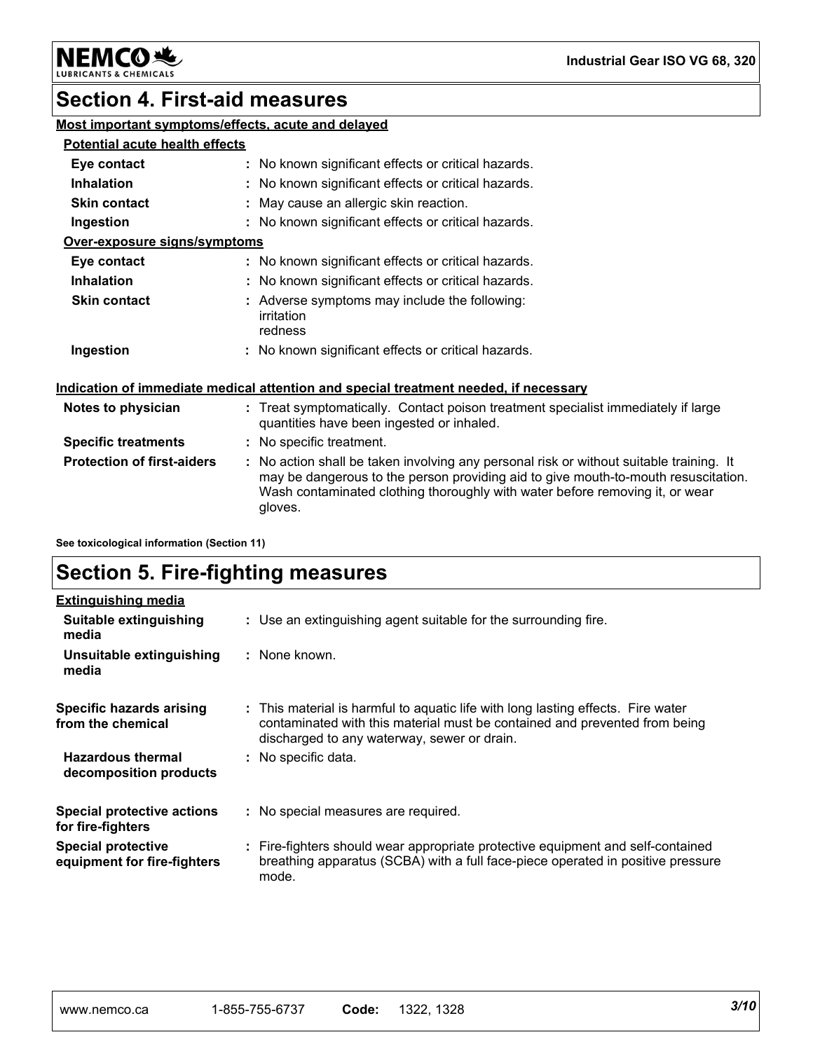# Section 4. First-aid measures

**Most important symptoms/effects, acute and delayed**

**Potential acute health effects**

| | |
|---|---|
| **Eye contact** | : No known significant effects or critical hazards. |
| **Inhalation** | : No known significant effects or critical hazards. |
| **Skin contact** | : May cause an allergic skin reaction. |
| **Ingestion** | : No known significant effects or critical hazards. |

**Over-exposure signs/symptoms**

| | |
|---|---|
| **Eye contact** | : No known significant effects or critical hazards. |
| **Inhalation** | : No known significant effects or critical hazards. |
| **Skin contact** | : Adverse symptoms may include the following: irritation redness |
| **Ingestion** | : No known significant effects or critical hazards. |

**Indication of immediate medical attention and special treatment needed, if necessary**

| | |
|---|---|
| **Notes to physician** | : Treat symptomatically. Contact poison treatment specialist immediately if large quantities have been ingested or inhaled. |
| **Specific treatments** | : No specific treatment. |
| **Protection of first-aiders** | : No action shall be taken involving any personal risk or without suitable training. It may be dangerous to the person providing aid to give mouth-to-mouth resuscitation. Wash contaminated clothing thoroughly with water before removing it, or wear gloves. |

**See toxicological information (Section 11)**

# Section 5. Fire-fighting measures

**Extinguishing media**

| | |
|---|---|
| **Suitable extinguishing media** | : Use an extinguishing agent suitable for the surrounding fire. |
| **Unsuitable extinguishing media** | : None known. |
| **Specific hazards arising from the chemical** | : This material is harmful to aquatic life with long lasting effects. Fire water contaminated with this material must be contained and prevented from being discharged to any waterway, sewer or drain. |
| **Hazardous thermal decomposition products** | : No specific data. |
| **Special protective actions for fire-fighters** | : No special measures are required. |
| **Special protective equipment for fire-fighters** | : Fire-fighters should wear appropriate protective equipment and self-contained breathing apparatus (SCBA) with a full face-piece operated in positive pressure mode. |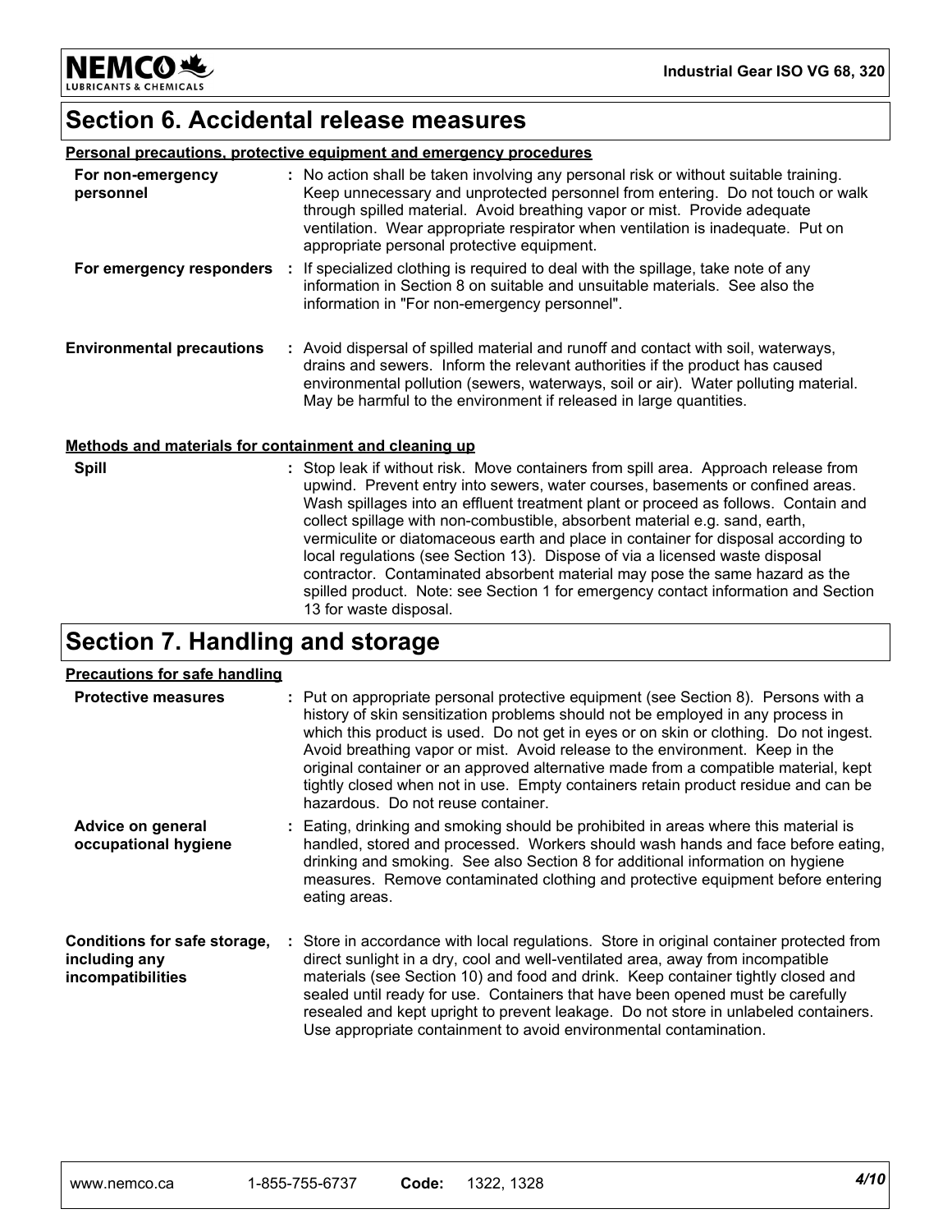## Section 6. Accidental release measures

**Personal precautions, protective equipment and emergency procedures**

**For non-emergency personnel** : No action shall be taken involving any personal risk or without suitable training. Keep unnecessary and unprotected personnel from entering. Do not touch or walk through spilled material. Avoid breathing vapor or mist. Provide adequate ventilation. Wear appropriate respirator when ventilation is inadequate. Put on appropriate personal protective equipment.

**For emergency responders** : If specialized clothing is required to deal with the spillage, take note of any information in Section 8 on suitable and unsuitable materials. See also the information in "For non-emergency personnel".

**Environmental precautions** : Avoid dispersal of spilled material and runoff and contact with soil, waterways, drains and sewers. Inform the relevant authorities if the product has caused environmental pollution (sewers, waterways, soil or air). Water polluting material. May be harmful to the environment if released in large quantities.

**Methods and materials for containment and cleaning up**

**Spill** : Stop leak if without risk. Move containers from spill area. Approach release from upwind. Prevent entry into sewers, water courses, basements or confined areas. Wash spillages into an effluent treatment plant or proceed as follows. Contain and collect spillage with non-combustible, absorbent material e.g. sand, earth, vermiculite or diatomaceous earth and place in container for disposal according to local regulations (see Section 13). Dispose of via a licensed waste disposal contractor. Contaminated absorbent material may pose the same hazard as the spilled product. Note: see Section 1 for emergency contact information and Section 13 for waste disposal.

## Section 7. Handling and storage

**Precautions for safe handling**

**Protective measures** : Put on appropriate personal protective equipment (see Section 8). Persons with a history of skin sensitization problems should not be employed in any process in which this product is used. Do not get in eyes or on skin or clothing. Do not ingest. Avoid breathing vapor or mist. Avoid release to the environment. Keep in the original container or an approved alternative made from a compatible material, kept tightly closed when not in use. Empty containers retain product residue and can be hazardous. Do not reuse container.

**Advice on general occupational hygiene** : Eating, drinking and smoking should be prohibited in areas where this material is handled, stored and processed. Workers should wash hands and face before eating, drinking and smoking. See also Section 8 for additional information on hygiene measures. Remove contaminated clothing and protective equipment before entering eating areas.

**Conditions for safe storage, including any incompatibilities** : Store in accordance with local regulations. Store in original container protected from direct sunlight in a dry, cool and well-ventilated area, away from incompatible materials (see Section 10) and food and drink. Keep container tightly closed and sealed until ready for use. Containers that have been opened must be carefully resealed and kept upright to prevent leakage. Do not store in unlabeled containers. Use appropriate containment to avoid environmental contamination.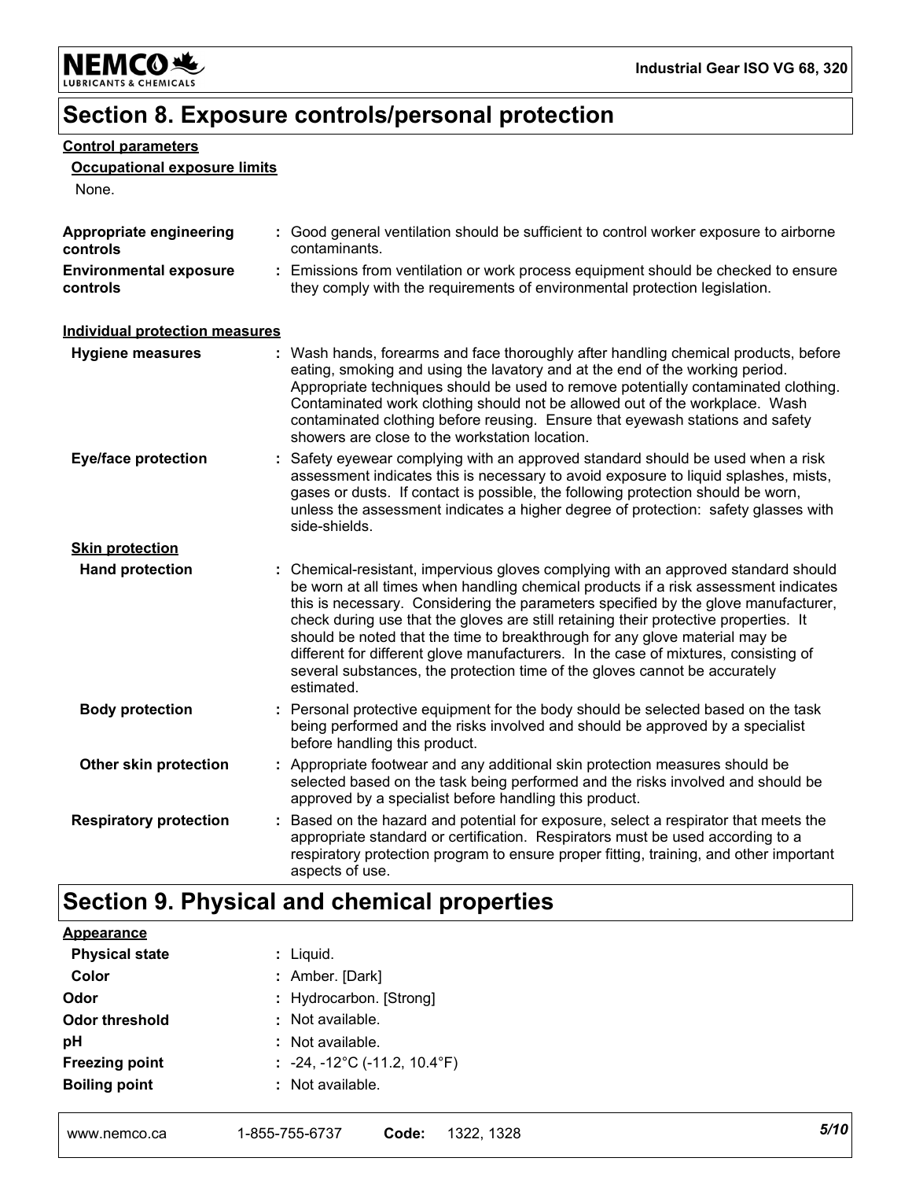## Section 8. Exposure controls/personal protection

**Control parameters**

**Occupational exposure limits**

None.

**Appropriate engineering controls** : Good general ventilation should be sufficient to control worker exposure to airborne contaminants.

**Environmental exposure controls** : Emissions from ventilation or work process equipment should be checked to ensure they comply with the requirements of environmental protection legislation.

**Individual protection measures**

**Hygiene measures** : Wash hands, forearms and face thoroughly after handling chemical products, before eating, smoking and using the lavatory and at the end of the working period. Appropriate techniques should be used to remove potentially contaminated clothing. Contaminated work clothing should not be allowed out of the workplace. Wash contaminated clothing before reusing. Ensure that eyewash stations and safety showers are close to the workstation location.

**Eye/face protection** : Safety eyewear complying with an approved standard should be used when a risk assessment indicates this is necessary to avoid exposure to liquid splashes, mists, gases or dusts. If contact is possible, the following protection should be worn, unless the assessment indicates a higher degree of protection: safety glasses with side-shields.

**Skin protection**

**Hand protection** : Chemical-resistant, impervious gloves complying with an approved standard should be worn at all times when handling chemical products if a risk assessment indicates this is necessary. Considering the parameters specified by the glove manufacturer, check during use that the gloves are still retaining their protective properties. It should be noted that the time to breakthrough for any glove material may be different for different glove manufacturers. In the case of mixtures, consisting of several substances, the protection time of the gloves cannot be accurately estimated.

**Body protection** : Personal protective equipment for the body should be selected based on the task being performed and the risks involved and should be approved by a specialist before handling this product.

**Other skin protection** : Appropriate footwear and any additional skin protection measures should be selected based on the task being performed and the risks involved and should be approved by a specialist before handling this product.

**Respiratory protection** : Based on the hazard and potential for exposure, select a respirator that meets the appropriate standard or certification. Respirators must be used according to a respiratory protection program to ensure proper fitting, training, and other important aspects of use.

## Section 9. Physical and chemical properties

**Appearance**

**Physical state** : Liquid.

**Color** : Amber. [Dark]

**Odor** : Hydrocarbon. [Strong]

**Odor threshold** : Not available.

**pH** : Not available.

**Freezing point** : -24, -12°C (-11.2, 10.4°F)

**Boiling point** : Not available.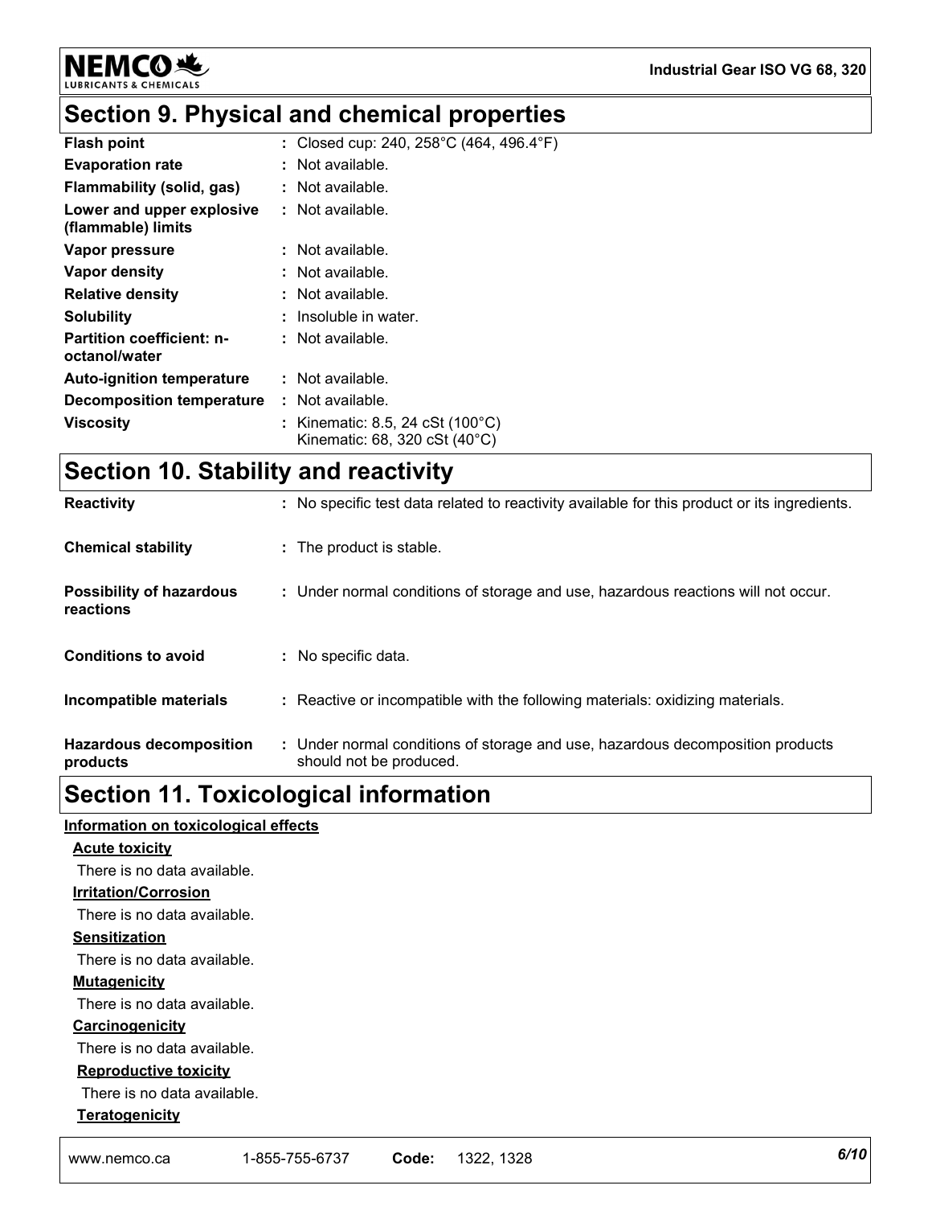## Section 9. Physical and chemical properties

| | |
|---|---|
| **Flash point** | : Closed cup: 240, 258°C (464, 496.4°F) |
| **Evaporation rate** | : Not available. |
| **Flammability (solid, gas)** | : Not available. |
| **Lower and upper explosive (flammable) limits** | : Not available. |
| **Vapor pressure** | : Not available. |
| **Vapor density** | : Not available. |
| **Relative density** | : Not available. |
| **Solubility** | : Insoluble in water. |
| **Partition coefficient: n-octanol/water** | : Not available. |
| **Auto-ignition temperature** | : Not available. |
| **Decomposition temperature** | : Not available. |
| **Viscosity** | : Kinematic: 8.5, 24 cSt (100°C)<br>Kinematic: 68, 320 cSt (40°C) |

## Section 10. Stability and reactivity

| | |
|---|---|
| **Reactivity** | : No specific test data related to reactivity available for this product or its ingredients. |
| **Chemical stability** | : The product is stable. |
| **Possibility of hazardous reactions** | : Under normal conditions of storage and use, hazardous reactions will not occur. |
| **Conditions to avoid** | : No specific data. |
| **Incompatible materials** | : Reactive or incompatible with the following materials: oxidizing materials. |
| **Hazardous decomposition products** | : Under normal conditions of storage and use, hazardous decomposition products should not be produced. |

## Section 11. Toxicological information

**Information on toxicological effects**

**Acute toxicity**

There is no data available.

**Irritation/Corrosion**

There is no data available.

**Sensitization**

There is no data available.

**Mutagenicity**

There is no data available.

**Carcinogenicity**

There is no data available.

**Reproductive toxicity**

There is no data available.

**Teratogenicity**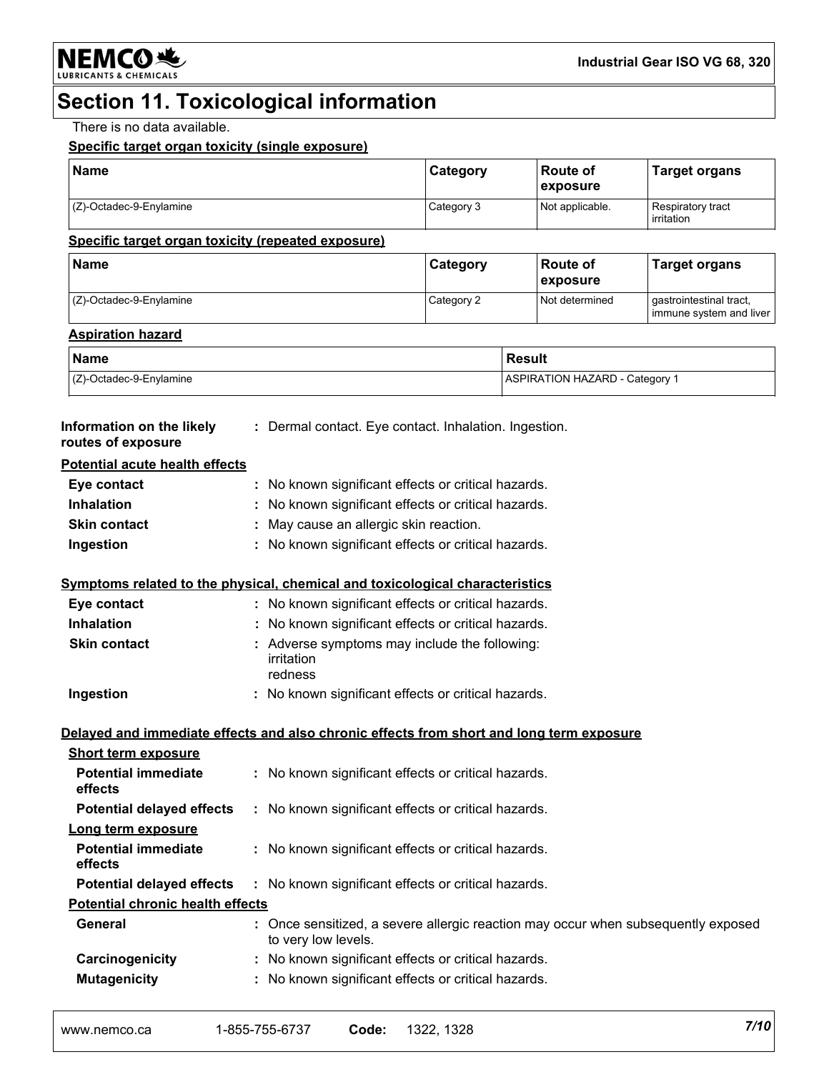# Section 11. Toxicological information

There is no data available.

**Specific target organ toxicity (single exposure)**

| Name | Category | Route of exposure | Target organs |
|---|---|---|---|
| (Z)-Octadec-9-Enylamine | Category 3 | Not applicable. | Respiratory tract irritation |

**Specific target organ toxicity (repeated exposure)**

| Name | Category | Route of exposure | Target organs |
|---|---|---|---|
| (Z)-Octadec-9-Enylamine | Category 2 | Not determined | gastrointestinal tract, immune system and liver |

**Aspiration hazard**

| Name | Result |
|---|---|
| (Z)-Octadec-9-Enylamine | ASPIRATION HAZARD - Category 1 |

**Information on the likely routes of exposure** : Dermal contact. Eye contact. Inhalation. Ingestion.

**Potential acute health effects**

- **Eye contact** : No known significant effects or critical hazards.
- **Inhalation** : No known significant effects or critical hazards.
- **Skin contact** : May cause an allergic skin reaction.
- **Ingestion** : No known significant effects or critical hazards.

**Symptoms related to the physical, chemical and toxicological characteristics**

- **Eye contact** : No known significant effects or critical hazards.
- **Inhalation** : No known significant effects or critical hazards.
- **Skin contact** : Adverse symptoms may include the following:
  irritation
  redness
- **Ingestion** : No known significant effects or critical hazards.

**Delayed and immediate effects and also chronic effects from short and long term exposure**

**Short term exposure**

- **Potential immediate effects** : No known significant effects or critical hazards.
- **Potential delayed effects** : No known significant effects or critical hazards.

**Long term exposure**

- **Potential immediate effects** : No known significant effects or critical hazards.
- **Potential delayed effects** : No known significant effects or critical hazards.

**Potential chronic health effects**

- **General** : Once sensitized, a severe allergic reaction may occur when subsequently exposed to very low levels.
- **Carcinogenicity** : No known significant effects or critical hazards.
- **Mutagenicity** : No known significant effects or critical hazards.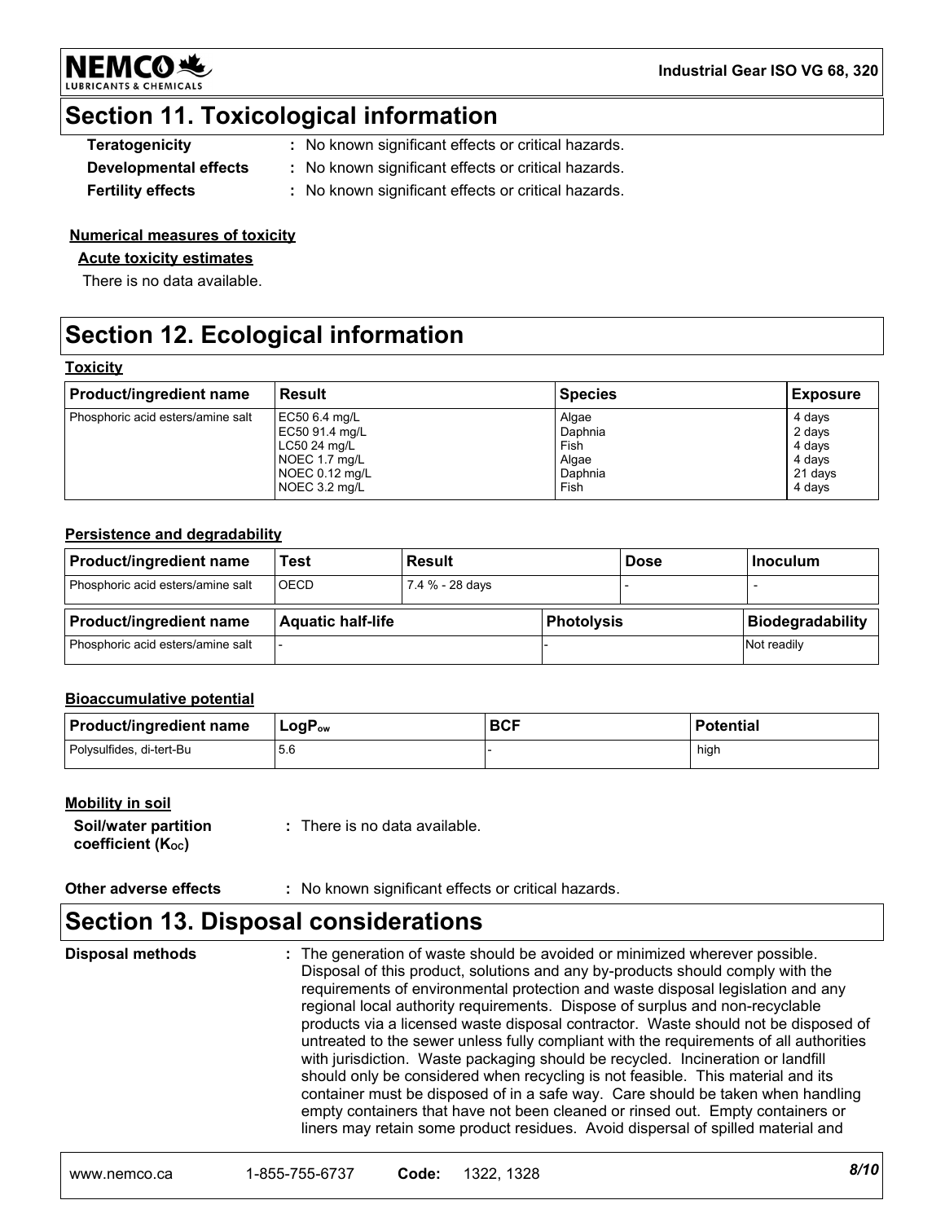## Section 11. Toxicological information

**Teratogenicity** : No known significant effects or critical hazards.

**Developmental effects** : No known significant effects or critical hazards.

**Fertility effects** : No known significant effects or critical hazards.

**Numerical measures of toxicity**

**Acute toxicity estimates**

There is no data available.

## Section 12. Ecological information

**Toxicity**

| Product/ingredient name | Result | Species | Exposure |
| --- | --- | --- | --- |
| Phosphoric acid esters/amine salt | EC50 6.4 mg/L<br>EC50 91.4 mg/L<br>LC50 24 mg/L<br>NOEC 1.7 mg/L<br>NOEC 0.12 mg/L<br>NOEC 3.2 mg/L | Algae<br>Daphnia<br>Fish<br>Algae<br>Daphnia<br>Fish | 4 days<br>2 days<br>4 days<br>4 days<br>21 days<br>4 days |

**Persistence and degradability**

| Product/ingredient name | Test | Result | Dose | Inoculum |
| --- | --- | --- | --- | --- |
| Phosphoric acid esters/amine salt | OECD | 7.4 % - 28 days | - | - |

| Product/ingredient name | Aquatic half-life | Photolysis | Biodegradability |
| --- | --- | --- | --- |
| Phosphoric acid esters/amine salt | - | - | Not readily |

**Bioaccumulative potential**

| Product/ingredient name | $LogP_{ow}$ | BCF | Potential |
| --- | --- | --- | --- |
| Polysulfides, di-tert-Bu | 5.6 | - | high |

**Mobility in soil**

**Soil/water partition coefficient ($K_{OC}$)** : There is no data available.

**Other adverse effects** : No known significant effects or critical hazards.

## Section 13. Disposal considerations

**Disposal methods** : The generation of waste should be avoided or minimized wherever possible. Disposal of this product, solutions and any by-products should comply with the requirements of environmental protection and waste disposal legislation and any regional local authority requirements. Dispose of surplus and non-recyclable products via a licensed waste disposal contractor. Waste should not be disposed of untreated to the sewer unless fully compliant with the requirements of all authorities with jurisdiction. Waste packaging should be recycled. Incineration or landfill should only be considered when recycling is not feasible. This material and its container must be disposed of in a safe way. Care should be taken when handling empty containers that have not been cleaned or rinsed out. Empty containers or liners may retain some product residues. Avoid dispersal of spilled material and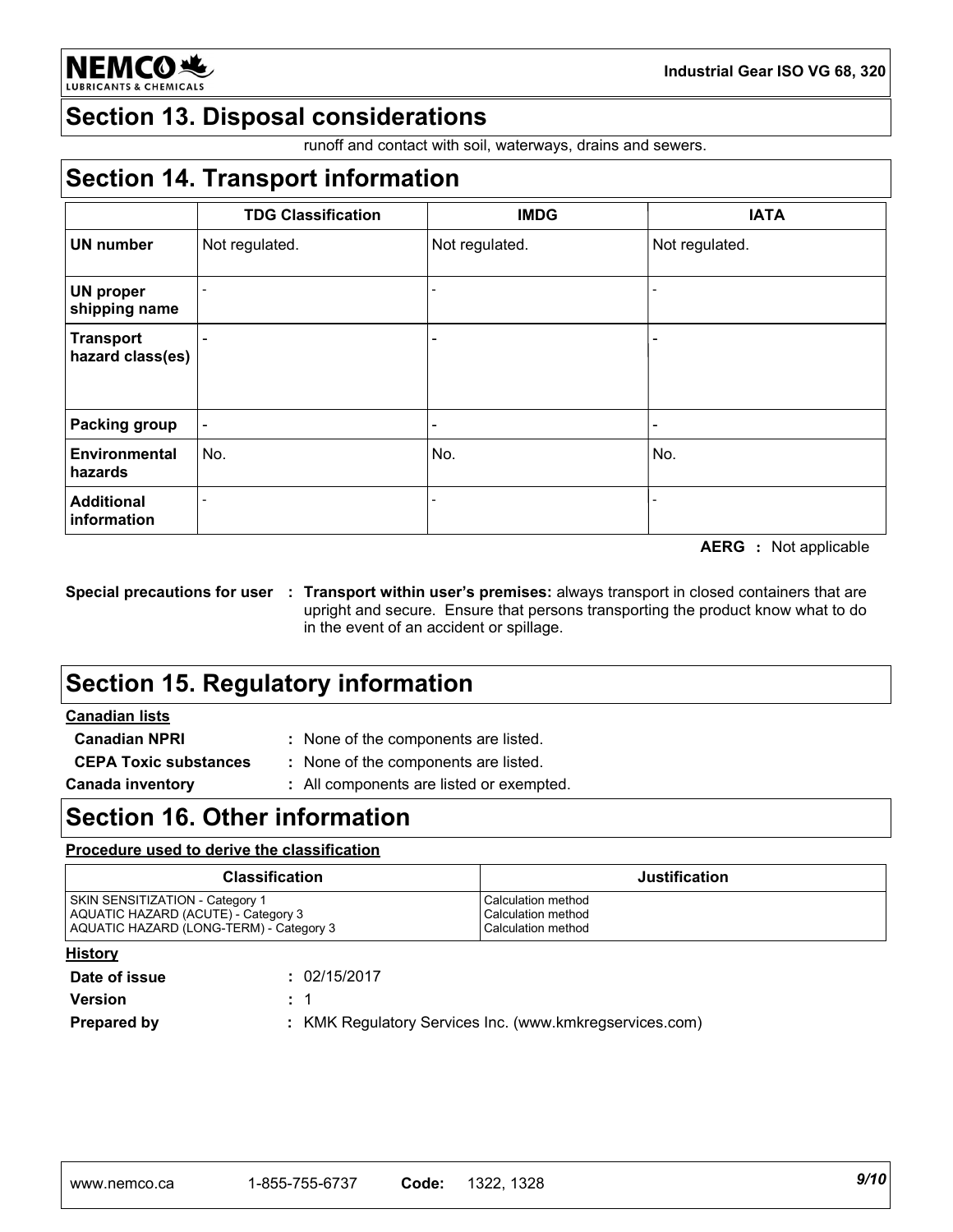## Section 13. Disposal considerations

runoff and contact with soil, waterways, drains and sewers.

## Section 14. Transport information

| | TDG Classification | IMDG | IATA |
|---|---|---|---|
| **UN number** | Not regulated. | Not regulated. | Not regulated. |
| **UN proper shipping name** | - | - | - |
| **Transport hazard class(es)** | - | - | - |
| **Packing group** | - | - | - |
| **Environmental hazards** | No. | No. | No. |
| **Additional information** | - | - | - |

**AERG :** Not applicable

**Special precautions for user :** **Transport within user's premises:** always transport in closed containers that are upright and secure. Ensure that persons transporting the product know what to do in the event of an accident or spillage.

## Section 15. Regulatory information

**Canadian lists**

**Canadian NPRI :** None of the components are listed.

**CEPA Toxic substances :** None of the components are listed.

**Canada inventory :** All components are listed or exempted.

## Section 16. Other information

**Procedure used to derive the classification**

| Classification | Justification |
|---|---|
| SKIN SENSITIZATION - Category 1<br>AQUATIC HAZARD (ACUTE) - Category 3<br>AQUATIC HAZARD (LONG-TERM) - Category 3 | Calculation method<br>Calculation method<br>Calculation method |

**History**

**Date of issue :** 02/15/2017

**Version :** 1

**Prepared by :** KMK Regulatory Services Inc. (www.kmkregservices.com)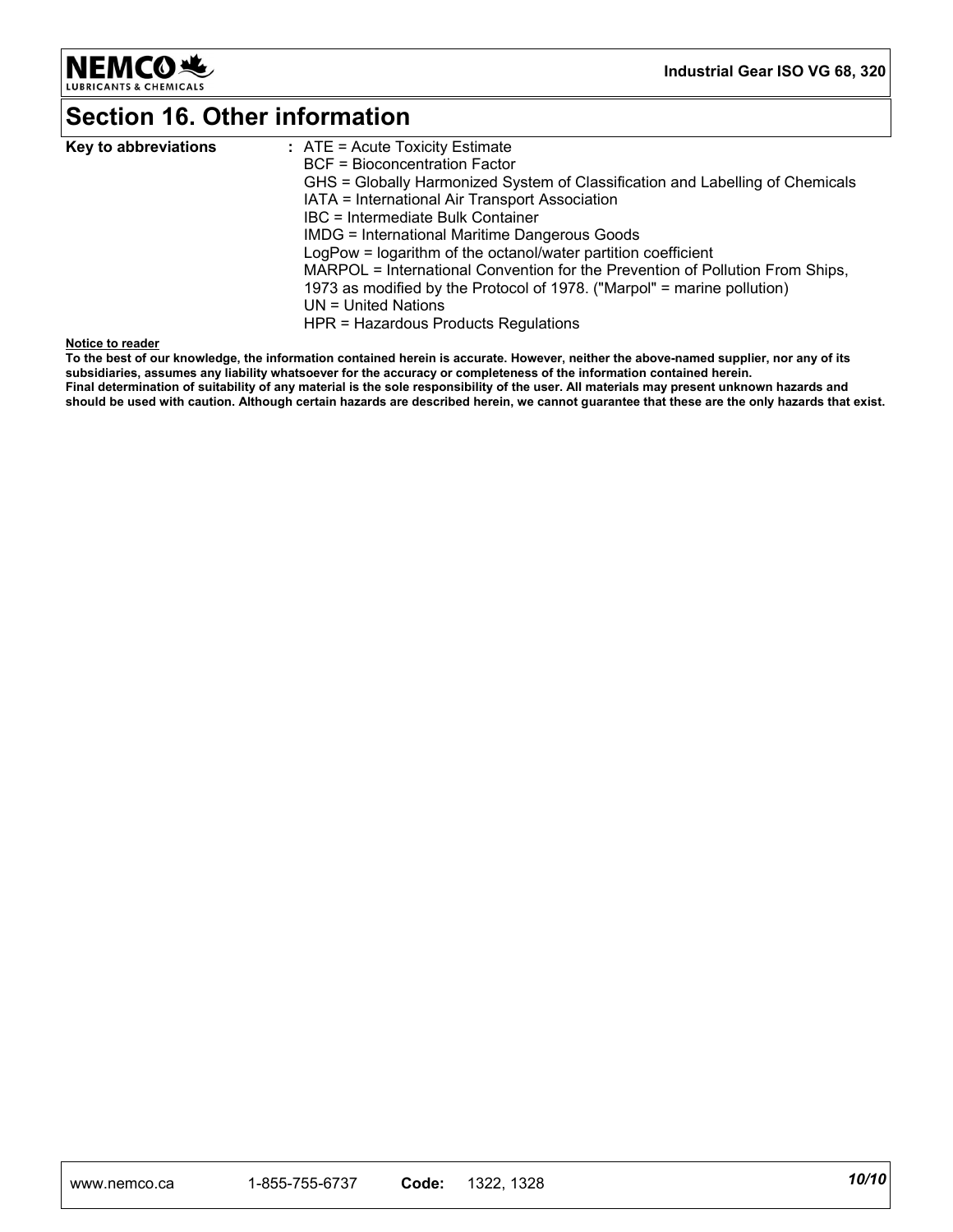## Section 16. Other information

**Key to abbreviations** : ATE = Acute Toxicity Estimate
BCF = Bioconcentration Factor
GHS = Globally Harmonized System of Classification and Labelling of Chemicals
IATA = International Air Transport Association
IBC = Intermediate Bulk Container
IMDG = International Maritime Dangerous Goods
LogPow = logarithm of the octanol/water partition coefficient
MARPOL = International Convention for the Prevention of Pollution From Ships, 1973 as modified by the Protocol of 1978. ("Marpol" = marine pollution)
UN = United Nations
HPR = Hazardous Products Regulations

**Notice to reader**

**To the best of our knowledge, the information contained herein is accurate. However, neither the above-named supplier, nor any of its subsidiaries, assumes any liability whatsoever for the accuracy or completeness of the information contained herein.**
**Final determination of suitability of any material is the sole responsibility of the user. All materials may present unknown hazards and should be used with caution. Although certain hazards are described herein, we cannot guarantee that these are the only hazards that exist.**